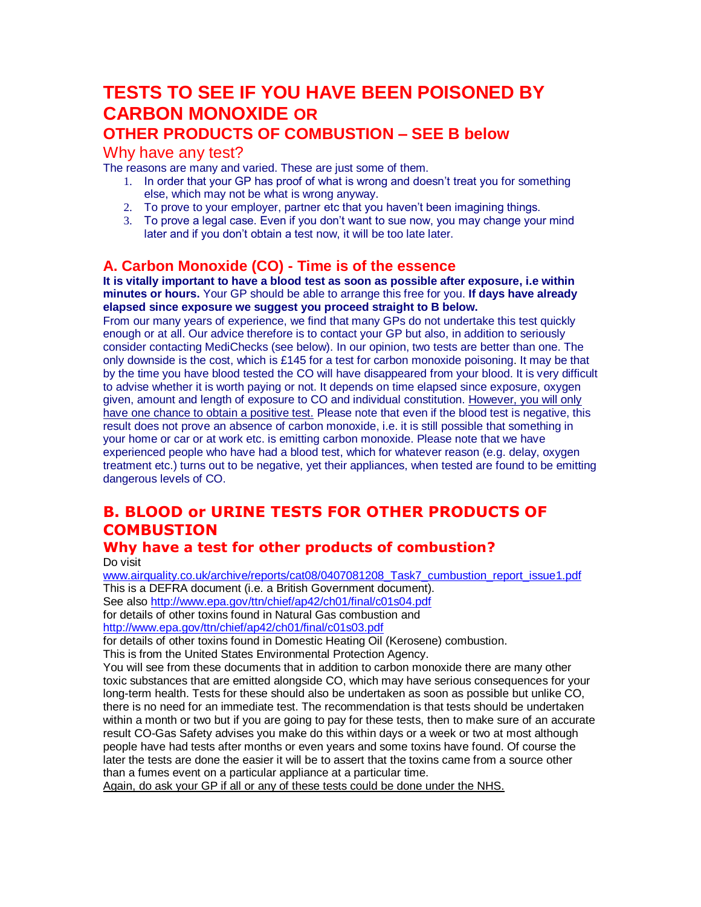# TESTS TO SEE IF YOU HAVE BEEN POISONED BY CARBON MONOXIDE OR

## OTHER PRODUCTS OF COMBUSTION – SEE B below

## Why have any test?

The reasons are many and varied. These are just some of them.

1. In order that your GP has proof of what is wrong and doesn't treat you for something else, which may not be what is wrong anyway.
2. To prove to your employer, partner etc that you haven't been imagining things.
3. To prove a legal case. Even if you don't want to sue now, you may change your mind later and if you don't obtain a test now, it will be too late later.

## A. Carbon Monoxide (CO) - Time is of the essence

**It is vitally important to have a blood test as soon as possible after exposure, i.e within minutes or hours.** Your GP should be able to arrange this free for you. **If days have already elapsed since exposure we suggest you proceed straight to B below.**

From our many years of experience, we find that many GPs do not undertake this test quickly enough or at all. Our advice therefore is to contact your GP but also, in addition to seriously consider contacting MediChecks (see below). In our opinion, two tests are better than one. The only downside is the cost, which is £145 for a test for carbon monoxide poisoning. It may be that by the time you have blood tested the CO will have disappeared from your blood. It is very difficult to advise whether it is worth paying or not. It depends on time elapsed since exposure, oxygen given, amount and length of exposure to CO and individual constitution. However, you will only have one chance to obtain a positive test. Please note that even if the blood test is negative, this result does not prove an absence of carbon monoxide, i.e. it is still possible that something in your home or car or at work etc. is emitting carbon monoxide. Please note that we have experienced people who have had a blood test, which for whatever reason (e.g. delay, oxygen treatment etc.) turns out to be negative, yet their appliances, when tested are found to be emitting dangerous levels of CO.

## B. BLOOD or URINE TESTS FOR OTHER PRODUCTS OF COMBUSTION

### Why have a test for other products of combustion?

Do visit
www.airquality.co.uk/archive/reports/cat08/0407081208_Task7_cumbustion_report_issue1.pdf
This is a DEFRA document (i.e. a British Government document).
See also http://www.epa.gov/ttn/chief/ap42/ch01/final/c01s04.pdf
for details of other toxins found in Natural Gas combustion and
http://www.epa.gov/ttn/chief/ap42/ch01/final/c01s03.pdf
for details of other toxins found in Domestic Heating Oil (Kerosene) combustion.
This is from the United States Environmental Protection Agency.

You will see from these documents that in addition to carbon monoxide there are many other toxic substances that are emitted alongside CO, which may have serious consequences for your long-term health. Tests for these should also be undertaken as soon as possible but unlike CO, there is no need for an immediate test. The recommendation is that tests should be undertaken within a month or two but if you are going to pay for these tests, then to make sure of an accurate result CO-Gas Safety advises you make do this within days or a week or two at most although people have had tests after months or even years and some toxins have found. Of course the later the tests are done the easier it will be to assert that the toxins came from a source other than a fumes event on a particular appliance at a particular time.

Again, do ask your GP if all or any of these tests could be done under the NHS.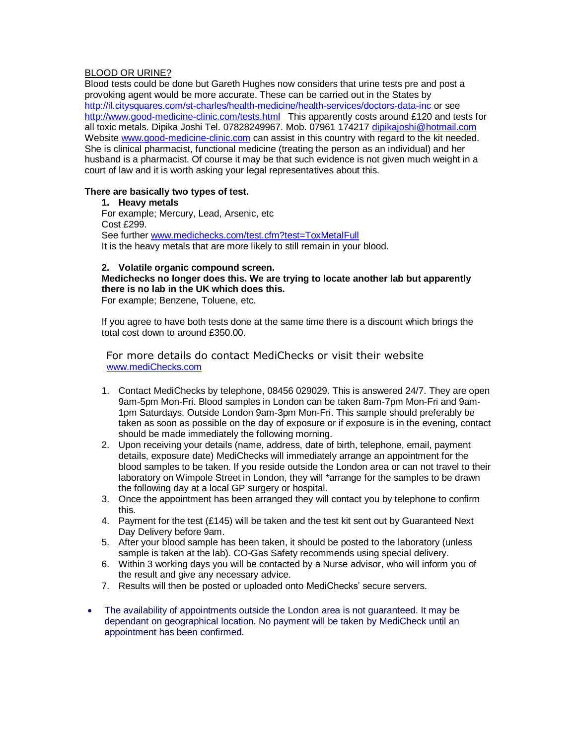<u>BLOOD OR URINE?</u>

Blood tests could be done but Gareth Hughes now considers that urine tests pre and post a provoking agent would be more accurate. These can be carried out in the States by http://il.citysquares.com/st-charles/health-medicine/health-services/doctors-data-inc or see http://www.good-medicine-clinic.com/tests.html This apparently costs around £120 and tests for all toxic metals. Dipika Joshi Tel. 07828249967. Mob. 07961 174217 dipikajoshi@hotmail.com Website www.good-medicine-clinic.com can assist in this country with regard to the kit needed. She is clinical pharmacist, functional medicine (treating the person as an individual) and her husband is a pharmacist. Of course it may be that such evidence is not given much weight in a court of law and it is worth asking your legal representatives about this.

**There are basically two types of test.**

1. **Heavy metals**
   For example; Mercury, Lead, Arsenic, etc
   Cost £299.
   See further www.medichecks.com/test.cfm?test=ToxMetalFull
   It is the heavy metals that are more likely to still remain in your blood.

2. **Volatile organic compound screen.**
   **Medichecks no longer does this. We are trying to locate another lab but apparently there is no lab in the UK which does this.**
   For example; Benzene, Toluene, etc.

   If you agree to have both tests done at the same time there is a discount which brings the total cost down to around £350.00.

For more details do contact MediChecks or visit their website www.mediChecks.com

1. Contact MediChecks by telephone, 08456 029029. This is answered 24/7. They are open 9am-5pm Mon-Fri. Blood samples in London can be taken 8am-7pm Mon-Fri and 9am-1pm Saturdays. Outside London 9am-3pm Mon-Fri. This sample should preferably be taken as soon as possible on the day of exposure or if exposure is in the evening, contact should be made immediately the following morning.
2. Upon receiving your details (name, address, date of birth, telephone, email, payment details, exposure date) MediChecks will immediately arrange an appointment for the blood samples to be taken. If you reside outside the London area or can not travel to their laboratory on Wimpole Street in London, they will *arrange for the samples to be drawn the following day at a local GP surgery or hospital.
3. Once the appointment has been arranged they will contact you by telephone to confirm this.
4. Payment for the test (£145) will be taken and the test kit sent out by Guaranteed Next Day Delivery before 9am.
5. After your blood sample has been taken, it should be posted to the laboratory (unless sample is taken at the lab). CO-Gas Safety recommends using special delivery.
6. Within 3 working days you will be contacted by a Nurse advisor, who will inform you of the result and give any necessary advice.
7. Results will then be posted or uploaded onto MediChecks' secure servers.

- The availability of appointments outside the London area is not guaranteed. It may be dependant on geographical location. No payment will be taken by MediCheck until an appointment has been confirmed.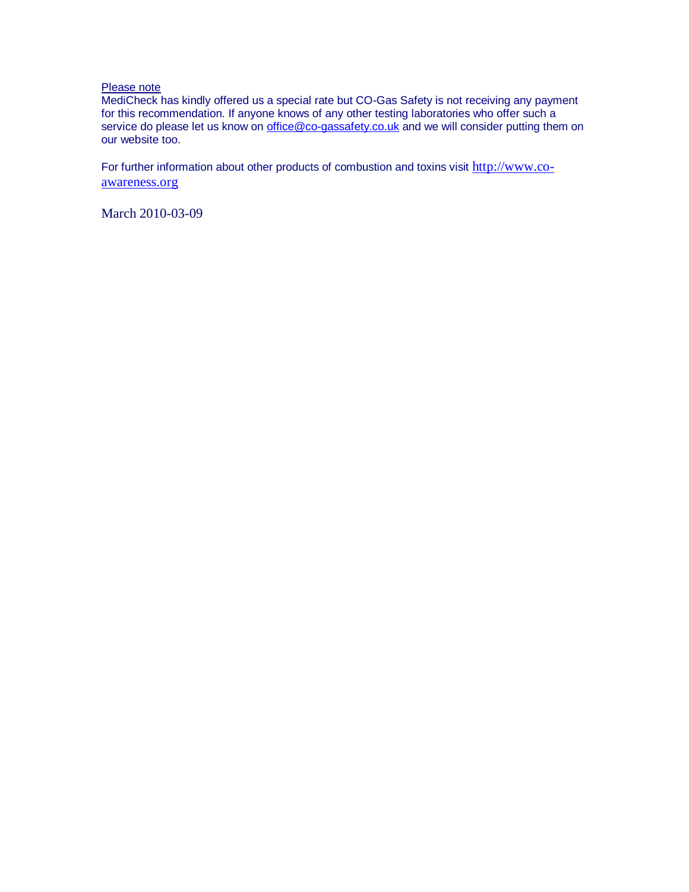Please note

MediCheck has kindly offered us a special rate but CO-Gas Safety is not receiving any payment for this recommendation. If anyone knows of any other testing laboratories who offer such a service do please let us know on office@co-gassafety.co.uk and we will consider putting them on our website too.

For further information about other products of combustion and toxins visit http://www.co-awareness.org

March 2010-03-09